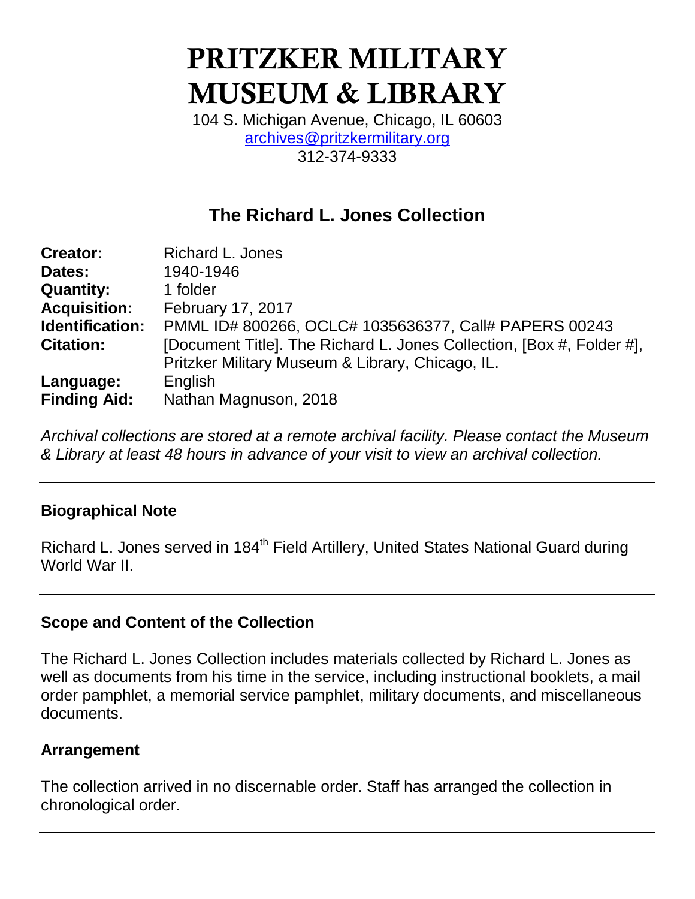# PRITZKER MILITARY MUSEUM & LIBRARY

104 S. Michigan Avenue, Chicago, IL 60603
archives@pritzkermilitary.org
312-374-9333

---

## The Richard L. Jones Collection

| | |
|---|---|
| **Creator:** | Richard L. Jones |
| **Dates:** | 1940-1946 |
| **Quantity:** | 1 folder |
| **Acquisition:** | February 17, 2017 |
| **Identification:** | PMML ID# 800266, OCLC# 1035636377, Call# PAPERS 00243 |
| **Citation:** | [Document Title]. The Richard L. Jones Collection, [Box #, Folder #], Pritzker Military Museum & Library, Chicago, IL. |
| **Language:** | English |
| **Finding Aid:** | Nathan Magnuson, 2018 |

*Archival collections are stored at a remote archival facility. Please contact the Museum & Library at least 48 hours in advance of your visit to view an archival collection.*

---

### Biographical Note

Richard L. Jones served in 184th Field Artillery, United States National Guard during World War II.

---

### Scope and Content of the Collection

The Richard L. Jones Collection includes materials collected by Richard L. Jones as well as documents from his time in the service, including instructional booklets, a mail order pamphlet, a memorial service pamphlet, military documents, and miscellaneous documents.

### Arrangement

The collection arrived in no discernable order. Staff has arranged the collection in chronological order.

---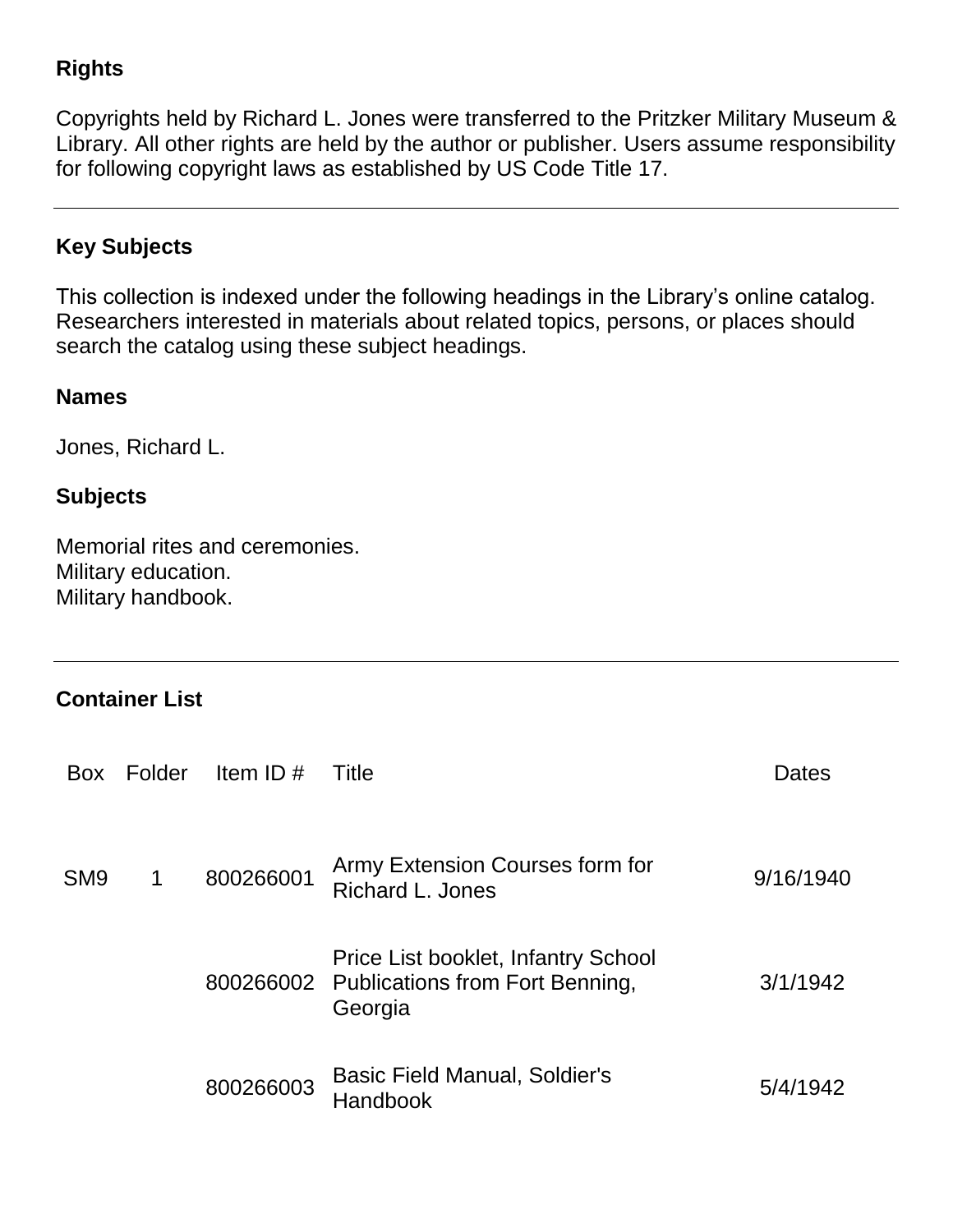## Rights

Copyrights held by Richard L. Jones were transferred to the Pritzker Military Museum & Library. All other rights are held by the author or publisher. Users assume responsibility for following copyright laws as established by US Code Title 17.

---

## Key Subjects

This collection is indexed under the following headings in the Library's online catalog. Researchers interested in materials about related topics, persons, or places should search the catalog using these subject headings.

### Names

Jones, Richard L.

### Subjects

Memorial rites and ceremonies.
Military education.
Military handbook.

---

## Container List

| Box | Folder | Item ID # | Title | Dates |
|---|---|---|---|---|
| SM9 | 1 | 800266001 | Army Extension Courses form for Richard L. Jones | 9/16/1940 |
| | | 800266002 | Price List booklet, Infantry School Publications from Fort Benning, Georgia | 3/1/1942 |
| | | 800266003 | Basic Field Manual, Soldier's Handbook | 5/4/1942 |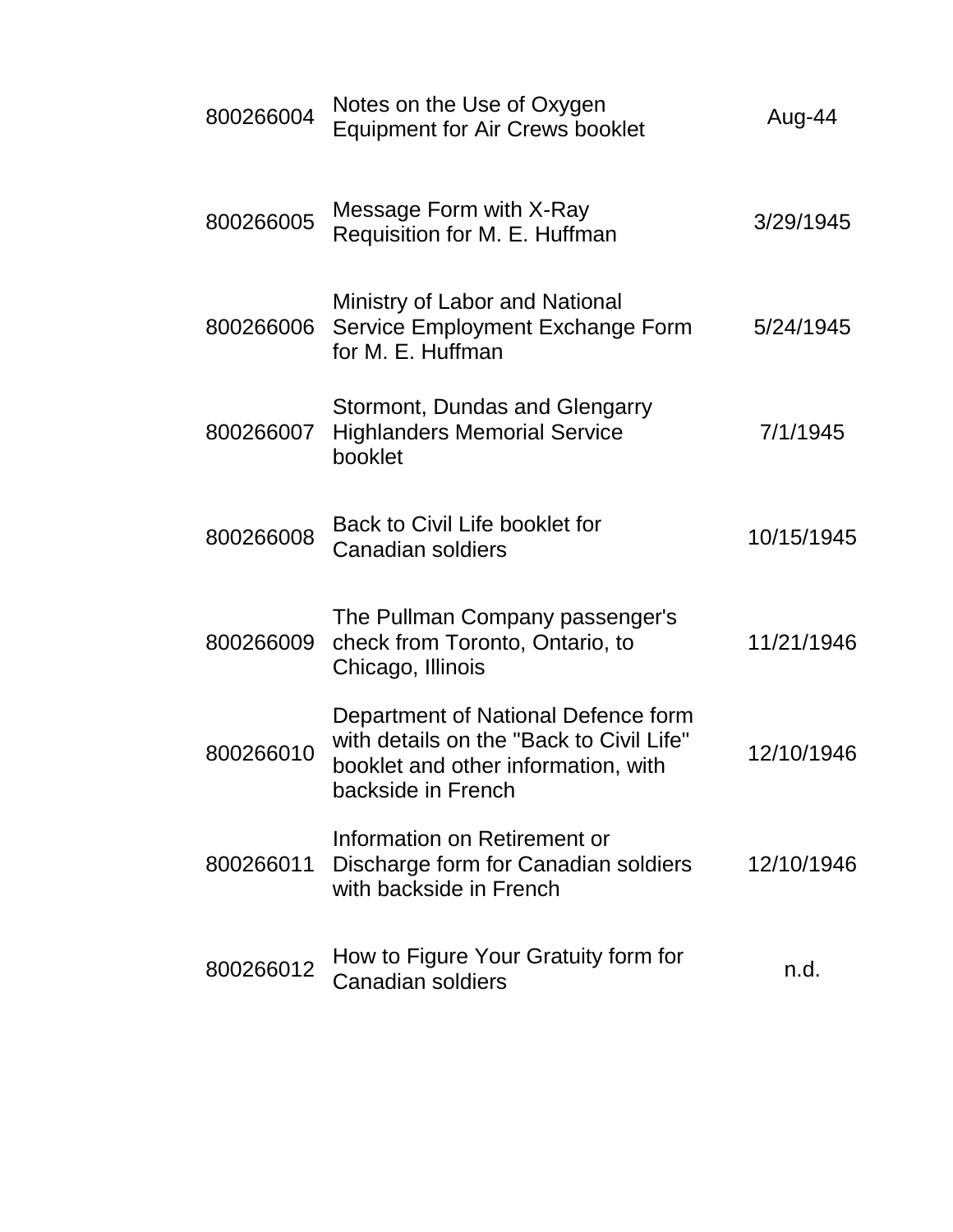| | | |
|---|---|---|
| 800266004 | Notes on the Use of Oxygen Equipment for Air Crews booklet | Aug-44 |
| 800266005 | Message Form with X-Ray Requisition for M. E. Huffman | 3/29/1945 |
| 800266006 | Ministry of Labor and National Service Employment Exchange Form for M. E. Huffman | 5/24/1945 |
| 800266007 | Stormont, Dundas and Glengarry Highlanders Memorial Service booklet | 7/1/1945 |
| 800266008 | Back to Civil Life booklet for Canadian soldiers | 10/15/1945 |
| 800266009 | The Pullman Company passenger's check from Toronto, Ontario, to Chicago, Illinois | 11/21/1946 |
| 800266010 | Department of National Defence form with details on the "Back to Civil Life" booklet and other information, with backside in French | 12/10/1946 |
| 800266011 | Information on Retirement or Discharge form for Canadian soldiers with backside in French | 12/10/1946 |
| 800266012 | How to Figure Your Gratuity form for Canadian soldiers | n.d. |